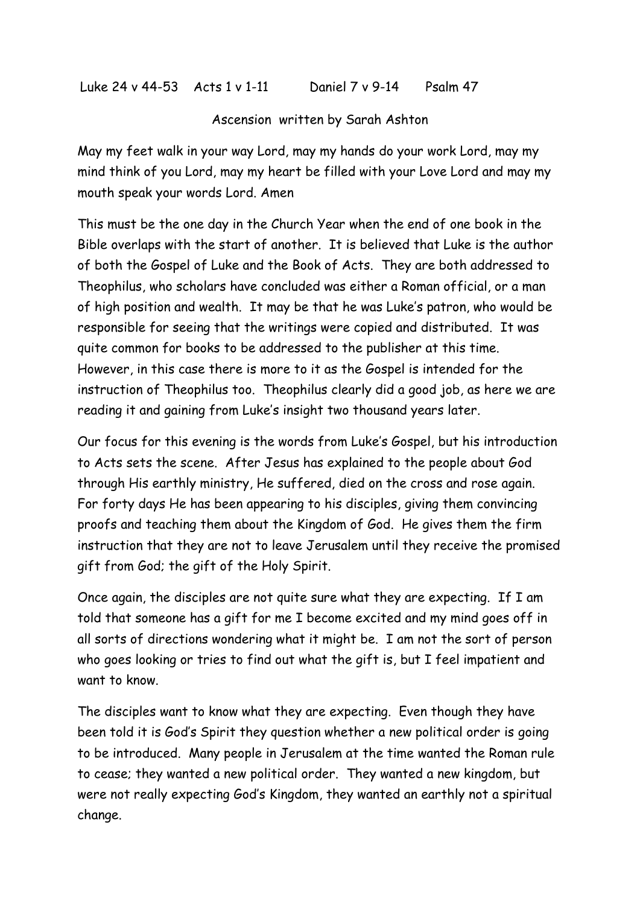Luke 24 v 44-53    Acts 1 v 1-11    Daniel 7 v 9-14    Psalm 47

Ascension written by Sarah Ashton

May my feet walk in your way Lord, may my hands do your work Lord, may my mind think of you Lord, may my heart be filled with your Love Lord and may my mouth speak your words Lord. Amen

This must be the one day in the Church Year when the end of one book in the Bible overlaps with the start of another. It is believed that Luke is the author of both the Gospel of Luke and the Book of Acts. They are both addressed to Theophilus, who scholars have concluded was either a Roman official, or a man of high position and wealth. It may be that he was Luke's patron, who would be responsible for seeing that the writings were copied and distributed. It was quite common for books to be addressed to the publisher at this time. However, in this case there is more to it as the Gospel is intended for the instruction of Theophilus too. Theophilus clearly did a good job, as here we are reading it and gaining from Luke's insight two thousand years later.

Our focus for this evening is the words from Luke's Gospel, but his introduction to Acts sets the scene. After Jesus has explained to the people about God through His earthly ministry, He suffered, died on the cross and rose again. For forty days He has been appearing to his disciples, giving them convincing proofs and teaching them about the Kingdom of God. He gives them the firm instruction that they are not to leave Jerusalem until they receive the promised gift from God; the gift of the Holy Spirit.

Once again, the disciples are not quite sure what they are expecting. If I am told that someone has a gift for me I become excited and my mind goes off in all sorts of directions wondering what it might be. I am not the sort of person who goes looking or tries to find out what the gift is, but I feel impatient and want to know.

The disciples want to know what they are expecting. Even though they have been told it is God's Spirit they question whether a new political order is going to be introduced. Many people in Jerusalem at the time wanted the Roman rule to cease; they wanted a new political order. They wanted a new kingdom, but were not really expecting God's Kingdom, they wanted an earthly not a spiritual change.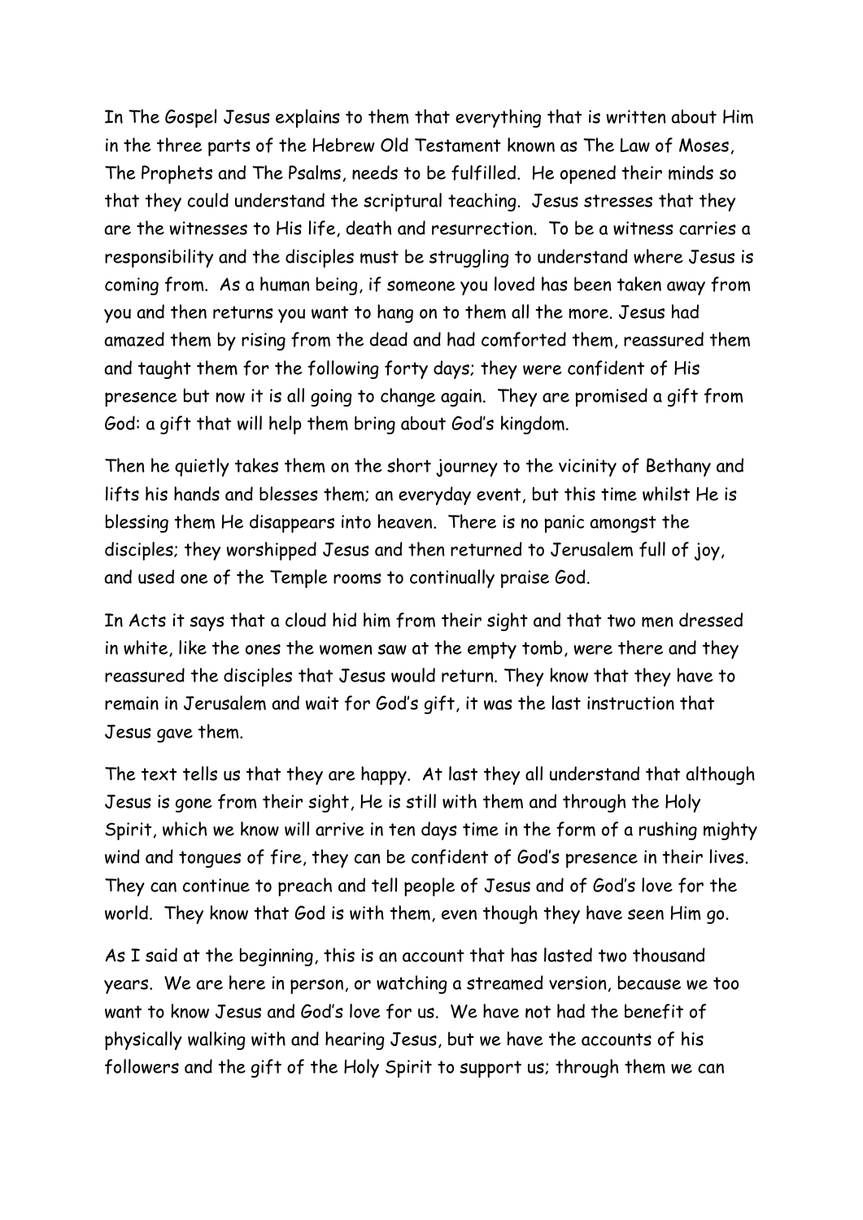In The Gospel Jesus explains to them that everything that is written about Him in the three parts of the Hebrew Old Testament known as The Law of Moses, The Prophets and The Psalms, needs to be fulfilled. He opened their minds so that they could understand the scriptural teaching. Jesus stresses that they are the witnesses to His life, death and resurrection. To be a witness carries a responsibility and the disciples must be struggling to understand where Jesus is coming from. As a human being, if someone you loved has been taken away from you and then returns you want to hang on to them all the more. Jesus had amazed them by rising from the dead and had comforted them, reassured them and taught them for the following forty days; they were confident of His presence but now it is all going to change again. They are promised a gift from God: a gift that will help them bring about God's kingdom.

Then he quietly takes them on the short journey to the vicinity of Bethany and lifts his hands and blesses them; an everyday event, but this time whilst He is blessing them He disappears into heaven. There is no panic amongst the disciples; they worshipped Jesus and then returned to Jerusalem full of joy, and used one of the Temple rooms to continually praise God.

In Acts it says that a cloud hid him from their sight and that two men dressed in white, like the ones the women saw at the empty tomb, were there and they reassured the disciples that Jesus would return. They know that they have to remain in Jerusalem and wait for God's gift, it was the last instruction that Jesus gave them.

The text tells us that they are happy. At last they all understand that although Jesus is gone from their sight, He is still with them and through the Holy Spirit, which we know will arrive in ten days time in the form of a rushing mighty wind and tongues of fire, they can be confident of God's presence in their lives. They can continue to preach and tell people of Jesus and of God's love for the world. They know that God is with them, even though they have seen Him go.

As I said at the beginning, this is an account that has lasted two thousand years. We are here in person, or watching a streamed version, because we too want to know Jesus and God's love for us. We have not had the benefit of physically walking with and hearing Jesus, but we have the accounts of his followers and the gift of the Holy Spirit to support us; through them we can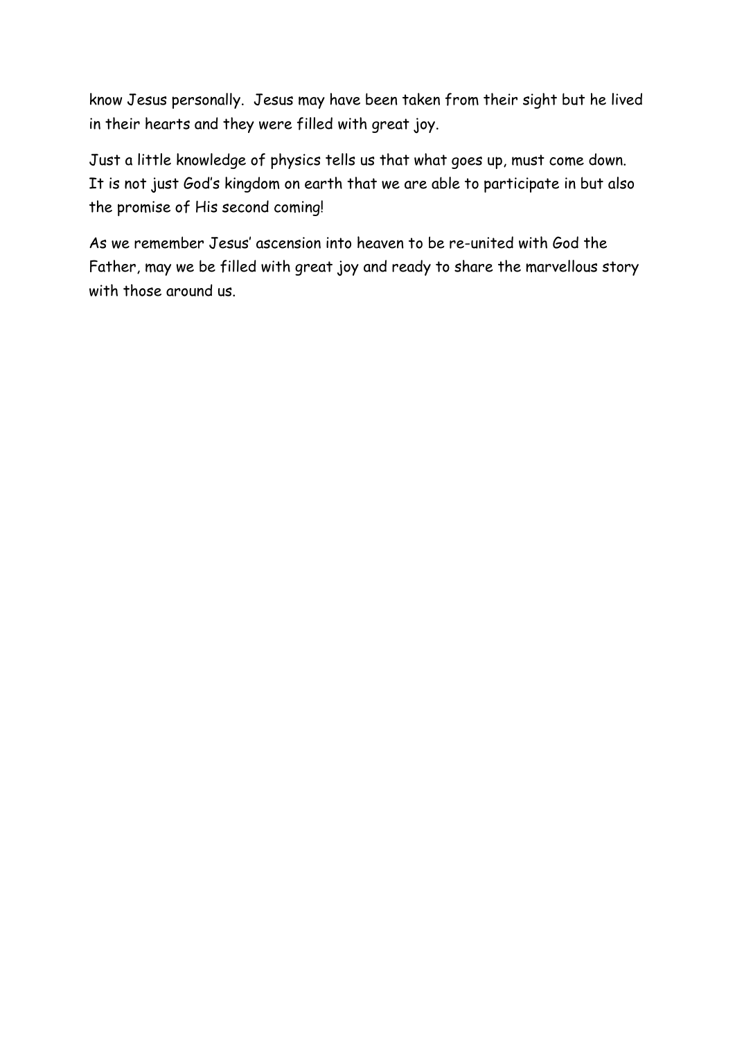know Jesus personally.  Jesus may have been taken from their sight but he lived in their hearts and they were filled with great joy.

Just a little knowledge of physics tells us that what goes up, must come down. It is not just God's kingdom on earth that we are able to participate in but also the promise of His second coming!

As we remember Jesus' ascension into heaven to be re-united with God the Father, may we be filled with great joy and ready to share the marvellous story with those around us.